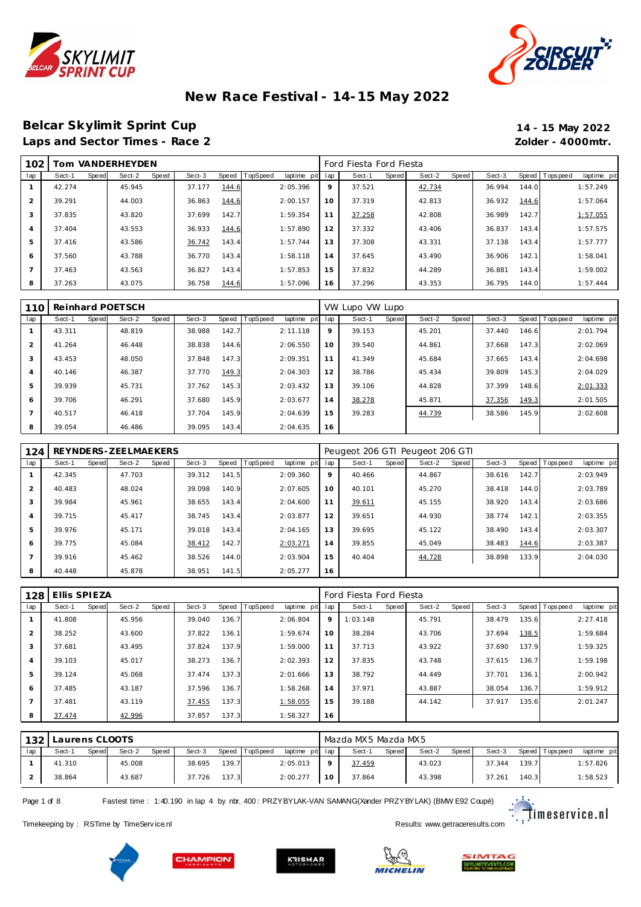# New Race Festival - 14-15 May 2022

## Belcar Skylimit Sprint Cup

**14 - 15 May 2022**

### Laps and Sector Times - Race 2

**Zolder - 4000mtr.**

| 102 | Tom VANDERHEYDEN | | | | | | | | | Ford Fiesta Ford Fiesta | | | | | | | | | |
|---|---|---|---|---|---|---|---|---|---|---|---|---|---|---|---|---|---|---|---|
| lap | Sect-1 | Speed | Sect-2 | Speed | Sect-3 | Speed | TopSpeed | laptime | pit | lap | Sect-1 | Speed | Sect-2 | Speed | Sect-3 | Speed | Topspeed | laptime | pit |
| 1 | 42.274 | | 45.945 | | 37.177 | 144.6 | | 2:05.396 | | 9 | 37.521 | | 42.734 | | 36.994 | 144.0 | | 1:57.249 | |
| 2 | 39.291 | | 44.003 | | 36.863 | 144.6 | | 2:00.157 | | 10 | 37.319 | | 42.813 | | 36.932 | 144.6 | | 1:57.064 | |
| 3 | 37.835 | | 43.820 | | 37.699 | 142.7 | | 1:59.354 | | 11 | 37.258 | | 42.808 | | 36.989 | 142.7 | | 1:57.055 | |
| 4 | 37.404 | | 43.553 | | 36.933 | 144.6 | | 1:57.890 | | 12 | 37.332 | | 43.406 | | 36.837 | 143.4 | | 1:57.575 | |
| 5 | 37.416 | | 43.586 | | 36.742 | 143.4 | | 1:57.744 | | 13 | 37.308 | | 43.331 | | 37.138 | 143.4 | | 1:57.777 | |
| 6 | 37.560 | | 43.788 | | 36.770 | 143.4 | | 1:58.118 | | 14 | 37.645 | | 43.490 | | 36.906 | 142.1 | | 1:58.041 | |
| 7 | 37.463 | | 43.563 | | 36.827 | 143.4 | | 1:57.853 | | 15 | 37.832 | | 44.289 | | 36.881 | 143.4 | | 1:59.002 | |
| 8 | 37.263 | | 43.075 | | 36.758 | 144.6 | | 1:57.096 | | 16 | 37.296 | | 43.353 | | 36.795 | 144.0 | | 1:57.444 | |

| 110 | Reinhard POETSCH | | | | | | | | | VW Lupo VW Lupo | | | | | | | | | |
|---|---|---|---|---|---|---|---|---|---|---|---|---|---|---|---|---|---|---|---|
| lap | Sect-1 | Speed | Sect-2 | Speed | Sect-3 | Speed | TopSpeed | laptime | pit | lap | Sect-1 | Speed | Sect-2 | Speed | Sect-3 | Speed | Topspeed | laptime | pit |
| 1 | 43.311 | | 48.819 | | 38.988 | 142.7 | | 2:11.118 | | 9 | 39.153 | | 45.201 | | 37.440 | 146.6 | | 2:01.794 | |
| 2 | 41.264 | | 46.448 | | 38.838 | 144.6 | | 2:06.550 | | 10 | 39.540 | | 44.861 | | 37.668 | 147.3 | | 2:02.069 | |
| 3 | 43.453 | | 48.050 | | 37.848 | 147.3 | | 2:09.351 | | 11 | 41.349 | | 45.684 | | 37.665 | 143.4 | | 2:04.698 | |
| 4 | 40.146 | | 46.387 | | 37.770 | 149.3 | | 2:04.303 | | 12 | 38.786 | | 45.434 | | 39.809 | 145.3 | | 2:04.029 | |
| 5 | 39.939 | | 45.731 | | 37.762 | 145.3 | | 2:03.432 | | 13 | 39.106 | | 44.828 | | 37.399 | 148.6 | | 2:01.333 | |
| 6 | 39.706 | | 46.291 | | 37.680 | 145.9 | | 2:03.677 | | 14 | 38.278 | | 45.871 | | 37.356 | 149.3 | | 2:01.505 | |
| 7 | 40.517 | | 46.418 | | 37.704 | 145.9 | | 2:04.639 | | 15 | 39.283 | | 44.739 | | 38.586 | 145.9 | | 2:02.608 | |
| 8 | 39.054 | | 46.486 | | 39.095 | 143.4 | | 2:04.635 | | 16 | | | | | | | | | |

| 124 | REYNDERS-ZEELMAEKERS | | | | | | | | | Peugeot 206 GTI Peugeot 206 GTI | | | | | | | | | |
|---|---|---|---|---|---|---|---|---|---|---|---|---|---|---|---|---|---|---|---|
| lap | Sect-1 | Speed | Sect-2 | Speed | Sect-3 | Speed | TopSpeed | laptime | pit | lap | Sect-1 | Speed | Sect-2 | Speed | Sect-3 | Speed | Topspeed | laptime | pit |
| 1 | 42.345 | | 47.703 | | 39.312 | 141.5 | | 2:09.360 | | 9 | 40.466 | | 44.867 | | 38.616 | 142.7 | | 2:03.949 | |
| 2 | 40.483 | | 48.024 | | 39.098 | 140.9 | | 2:07.605 | | 10 | 40.101 | | 45.270 | | 38.418 | 144.0 | | 2:03.789 | |
| 3 | 39.984 | | 45.961 | | 38.655 | 143.4 | | 2:04.600 | | 11 | 39.611 | | 45.155 | | 38.920 | 143.4 | | 2:03.686 | |
| 4 | 39.715 | | 45.417 | | 38.745 | 143.4 | | 2:03.877 | | 12 | 39.651 | | 44.930 | | 38.774 | 142.1 | | 2:03.355 | |
| 5 | 39.976 | | 45.171 | | 39.018 | 143.4 | | 2:04.165 | | 13 | 39.695 | | 45.122 | | 38.490 | 143.4 | | 2:03.307 | |
| 6 | 39.775 | | 45.084 | | 38.412 | 142.7 | | 2:03.271 | | 14 | 39.855 | | 45.049 | | 38.483 | 144.6 | | 2:03.387 | |
| 7 | 39.916 | | 45.462 | | 38.526 | 144.0 | | 2:03.904 | | 15 | 40.404 | | 44.728 | | 38.898 | 133.9 | | 2:04.030 | |
| 8 | 40.448 | | 45.878 | | 38.951 | 141.5 | | 2:05.277 | | 16 | | | | | | | | | |

| 128 | Ellis SPIEZA | | | | | | | | | Ford Fiesta Ford Fiesta | | | | | | | | | |
|---|---|---|---|---|---|---|---|---|---|---|---|---|---|---|---|---|---|---|---|
| lap | Sect-1 | Speed | Sect-2 | Speed | Sect-3 | Speed | TopSpeed | laptime | pit | lap | Sect-1 | Speed | Sect-2 | Speed | Sect-3 | Speed | Topspeed | laptime | pit |
| 1 | 41.808 | | 45.956 | | 39.040 | 136.7 | | 2:06.804 | | 9 | 1:03.148 | | 45.791 | | 38.479 | 135.6 | | 2:27.418 | |
| 2 | 38.252 | | 43.600 | | 37.822 | 136.1 | | 1:59.674 | | 10 | 38.284 | | 43.706 | | 37.694 | 138.5 | | 1:59.684 | |
| 3 | 37.681 | | 43.495 | | 37.824 | 137.9 | | 1:59.000 | | 11 | 37.713 | | 43.922 | | 37.690 | 137.9 | | 1:59.325 | |
| 4 | 39.103 | | 45.017 | | 38.273 | 136.7 | | 2:02.393 | | 12 | 37.835 | | 43.748 | | 37.615 | 136.7 | | 1:59.198 | |
| 5 | 39.124 | | 45.068 | | 37.474 | 137.3 | | 2:01.666 | | 13 | 38.792 | | 44.449 | | 37.701 | 136.1 | | 2:00.942 | |
| 6 | 37.485 | | 43.187 | | 37.596 | 136.7 | | 1:58.268 | | 14 | 37.971 | | 43.887 | | 38.054 | 136.7 | | 1:59.912 | |
| 7 | 37.481 | | 43.119 | | 37.455 | 137.3 | | 1:58.055 | | 15 | 39.188 | | 44.142 | | 37.917 | 135.6 | | 2:01.247 | |
| 8 | 37.474 | | 42.996 | | 37.857 | 137.3 | | 1:58.327 | | 16 | | | | | | | | | |

| 132 | Laurens CLOOTS | | | | | | | | | Mazda MX5 Mazda MX5 | | | | | | | | | |
|---|---|---|---|---|---|---|---|---|---|---|---|---|---|---|---|---|---|---|---|
| lap | Sect-1 | Speed | Sect-2 | Speed | Sect-3 | Speed | TopSpeed | laptime | pit | lap | Sect-1 | Speed | Sect-2 | Speed | Sect-3 | Speed | Topspeed | laptime | pit |
| 1 | 41.310 | | 45.008 | | 38.695 | 139.7 | | 2:05.013 | | 9 | 37.459 | | 43.023 | | 37.344 | 139.7 | | 1:57.826 | |
| 2 | 38.864 | | 43.687 | | 37.726 | 137.3 | | 2:00.277 | | 10 | 37.864 | | 43.398 | | 37.261 | 140.3 | | 1:58.523 | |

Fastest time : 1:40.190 in lap 4 by nbr. 400 : PRZYBYLAK-VAN SAMANG(Xander PRZYBYLAK) (BMW E92 Coupé)

Timekeeping by : RSTime by TimeService.nl

Results: www.getraceresults.com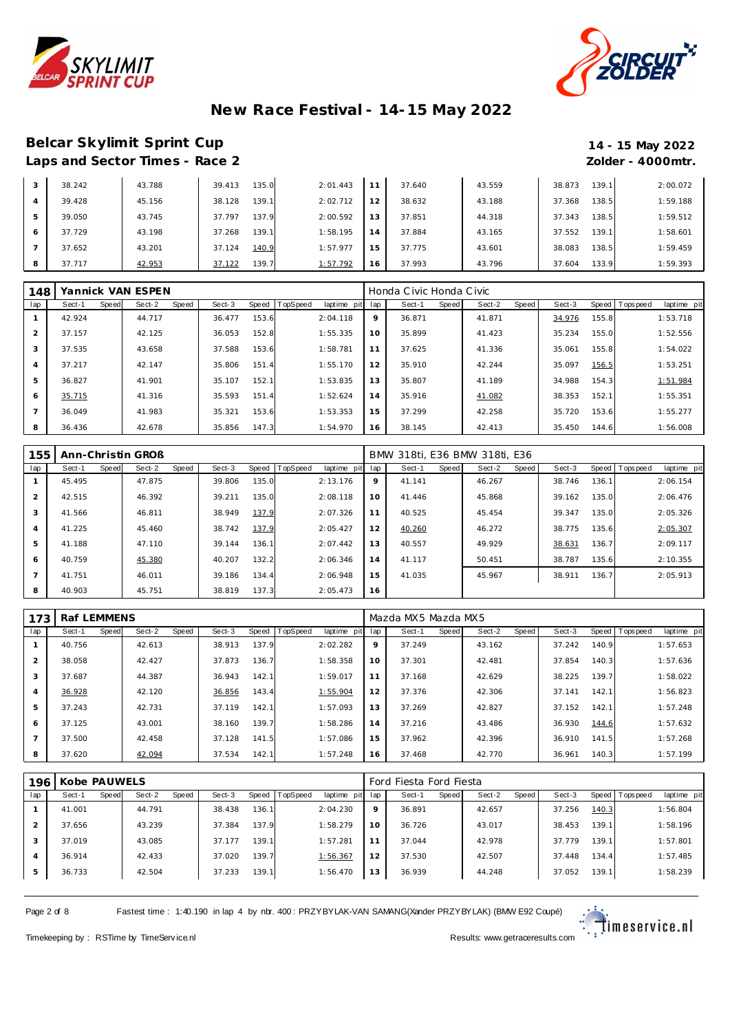# New Race Festival - 14-15 May 2022

## Belcar Skylimit Sprint Cup

**14 - 15 May 2022**

**Laps and Sector Times - Race 2**

**Zolder - 4000mtr.**

| lap | Sect-1 | Speed | Sect-2 | Speed | Sect-3 | Speed | TopSpeed | laptime pit | lap | Sect-1 | Speed | Sect-2 | Speed | Sect-3 | Speed | Topspeed | laptime pit |
|---|---|---|---|---|---|---|---|---|---|---|---|---|---|---|---|---|---|
| 3 | 38.242 | | 43.788 | | 39.413 | 135.0 | | 2:01.443 | 11 | 37.640 | | 43.559 | | 38.873 | 139.1 | | 2:00.072 |
| 4 | 39.428 | | 45.156 | | 38.128 | 139.1 | | 2:02.712 | 12 | 38.632 | | 43.188 | | 37.368 | 138.5 | | 1:59.188 |
| 5 | 39.050 | | 43.745 | | 37.797 | 137.9 | | 2:00.592 | 13 | 37.851 | | 44.318 | | 37.343 | 138.5 | | 1:59.512 |
| 6 | 37.729 | | 43.198 | | 37.268 | 139.1 | | 1:58.195 | 14 | 37.884 | | 43.165 | | 37.552 | 139.1 | | 1:58.601 |
| 7 | 37.652 | | 43.201 | | 37.124 | 140.9 | | 1:57.977 | 15 | 37.775 | | 43.601 | | 38.083 | 138.5 | | 1:59.459 |
| 8 | 37.717 | | 42.953 | | 37.122 | 139.7 | | 1:57.792 | 16 | 37.993 | | 43.796 | | 37.604 | 133.9 | | 1:59.393 |

### 148 Yannick VAN ESPEN — Honda Civic Honda Civic

| lap | Sect-1 | Speed | Sect-2 | Speed | Sect-3 | Speed | TopSpeed | laptime pit | lap | Sect-1 | Speed | Sect-2 | Speed | Sect-3 | Speed | Topspeed | laptime pit |
|---|---|---|---|---|---|---|---|---|---|---|---|---|---|---|---|---|---|
| 1 | 42.924 | | 44.717 | | 36.477 | 153.6 | | 2:04.118 | 9 | 36.871 | | 41.871 | | 34.976 | 155.8 | | 1:53.718 |
| 2 | 37.157 | | 42.125 | | 36.053 | 152.8 | | 1:55.335 | 10 | 35.899 | | 41.423 | | 35.234 | 155.0 | | 1:52.556 |
| 3 | 37.535 | | 43.658 | | 37.588 | 153.6 | | 1:58.781 | 11 | 37.625 | | 41.336 | | 35.061 | 155.8 | | 1:54.022 |
| 4 | 37.217 | | 42.147 | | 35.806 | 151.4 | | 1:55.170 | 12 | 35.910 | | 42.244 | | 35.097 | 156.5 | | 1:53.251 |
| 5 | 36.827 | | 41.901 | | 35.107 | 152.1 | | 1:53.835 | 13 | 35.807 | | 41.189 | | 34.988 | 154.3 | | 1:51.984 |
| 6 | 35.715 | | 41.316 | | 35.593 | 151.4 | | 1:52.624 | 14 | 35.916 | | 41.082 | | 38.353 | 152.1 | | 1:55.351 |
| 7 | 36.049 | | 41.983 | | 35.321 | 153.6 | | 1:53.353 | 15 | 37.299 | | 42.258 | | 35.720 | 153.6 | | 1:55.277 |
| 8 | 36.436 | | 42.678 | | 35.856 | 147.3 | | 1:54.970 | 16 | 38.145 | | 42.413 | | 35.450 | 144.6 | | 1:56.008 |

### 155 Ann-Christin GROß — BMW 318ti, E36 BMW 318ti, E36

| lap | Sect-1 | Speed | Sect-2 | Speed | Sect-3 | Speed | TopSpeed | laptime pit | lap | Sect-1 | Speed | Sect-2 | Speed | Sect-3 | Speed | Topspeed | laptime pit |
|---|---|---|---|---|---|---|---|---|---|---|---|---|---|---|---|---|---|
| 1 | 45.495 | | 47.875 | | 39.806 | 135.0 | | 2:13.176 | 9 | 41.141 | | 46.267 | | 38.746 | 136.1 | | 2:06.154 |
| 2 | 42.515 | | 46.392 | | 39.211 | 135.0 | | 2:08.118 | 10 | 41.446 | | 45.868 | | 39.162 | 135.0 | | 2:06.476 |
| 3 | 41.566 | | 46.811 | | 38.949 | 137.9 | | 2:07.326 | 11 | 40.525 | | 45.454 | | 39.347 | 135.0 | | 2:05.326 |
| 4 | 41.225 | | 45.460 | | 38.742 | 137.9 | | 2:05.427 | 12 | 40.260 | | 46.272 | | 38.775 | 135.6 | | 2:05.307 |
| 5 | 41.188 | | 47.110 | | 39.144 | 136.1 | | 2:07.442 | 13 | 40.557 | | 49.929 | | 38.631 | 136.7 | | 2:09.117 |
| 6 | 40.759 | | 45.380 | | 40.207 | 132.2 | | 2:06.346 | 14 | 41.117 | | 50.451 | | 38.787 | 135.6 | | 2:10.355 |
| 7 | 41.751 | | 46.011 | | 39.186 | 134.4 | | 2:06.948 | 15 | 41.035 | | 45.967 | | 38.911 | 136.7 | | 2:05.913 |
| 8 | 40.903 | | 45.751 | | 38.819 | 137.3 | | 2:05.473 | 16 | | | | | | | | |

### 173 Raf LEMMENS — Mazda MX5 Mazda MX5

| lap | Sect-1 | Speed | Sect-2 | Speed | Sect-3 | Speed | TopSpeed | laptime pit | lap | Sect-1 | Speed | Sect-2 | Speed | Sect-3 | Speed | Topspeed | laptime pit |
|---|---|---|---|---|---|---|---|---|---|---|---|---|---|---|---|---|---|
| 1 | 40.756 | | 42.613 | | 38.913 | 137.9 | | 2:02.282 | 9 | 37.249 | | 43.162 | | 37.242 | 140.9 | | 1:57.653 |
| 2 | 38.058 | | 42.427 | | 37.873 | 136.7 | | 1:58.358 | 10 | 37.301 | | 42.481 | | 37.854 | 140.3 | | 1:57.636 |
| 3 | 37.687 | | 44.387 | | 36.943 | 142.1 | | 1:59.017 | 11 | 37.168 | | 42.629 | | 38.225 | 139.7 | | 1:58.022 |
| 4 | 36.928 | | 42.120 | | 36.856 | 143.4 | | 1:55.904 | 12 | 37.376 | | 42.306 | | 37.141 | 142.1 | | 1:56.823 |
| 5 | 37.243 | | 42.731 | | 37.119 | 142.1 | | 1:57.093 | 13 | 37.269 | | 42.827 | | 37.152 | 142.1 | | 1:57.248 |
| 6 | 37.125 | | 43.001 | | 38.160 | 139.7 | | 1:58.286 | 14 | 37.216 | | 43.486 | | 36.930 | 144.6 | | 1:57.632 |
| 7 | 37.500 | | 42.458 | | 37.128 | 141.5 | | 1:57.086 | 15 | 37.962 | | 42.396 | | 36.910 | 141.5 | | 1:57.268 |
| 8 | 37.620 | | 42.094 | | 37.534 | 142.1 | | 1:57.248 | 16 | 37.468 | | 42.770 | | 36.961 | 140.3 | | 1:57.199 |

### 196 Kobe PAUWELS — Ford Fiesta Ford Fiesta

| lap | Sect-1 | Speed | Sect-2 | Speed | Sect-3 | Speed | TopSpeed | laptime pit | lap | Sect-1 | Speed | Sect-2 | Speed | Sect-3 | Speed | Topspeed | laptime pit |
|---|---|---|---|---|---|---|---|---|---|---|---|---|---|---|---|---|---|
| 1 | 41.001 | | 44.791 | | 38.438 | 136.1 | | 2:04.230 | 9 | 36.891 | | 42.657 | | 37.256 | 140.3 | | 1:56.804 |
| 2 | 37.656 | | 43.239 | | 37.384 | 137.9 | | 1:58.279 | 10 | 36.726 | | 43.017 | | 38.453 | 139.1 | | 1:58.196 |
| 3 | 37.019 | | 43.085 | | 37.177 | 139.1 | | 1:57.281 | 11 | 37.044 | | 42.978 | | 37.779 | 139.1 | | 1:57.801 |
| 4 | 36.914 | | 42.433 | | 37.020 | 139.7 | | 1:56.367 | 12 | 37.530 | | 42.507 | | 37.448 | 134.4 | | 1:57.485 |
| 5 | 36.733 | | 42.504 | | 37.233 | 139.1 | | 1:56.470 | 13 | 36.939 | | 44.248 | | 37.052 | 139.1 | | 1:58.239 |

Fastest time : 1:40.190 in lap 4 by nbr. 400 : PRZYBYLAK-VAN SAMANG(Xander PRZYBYLAK) (BMW E92 Coupé)

Timekeeping by : RSTime by TimeService.nl

Results: www.getraceresults.com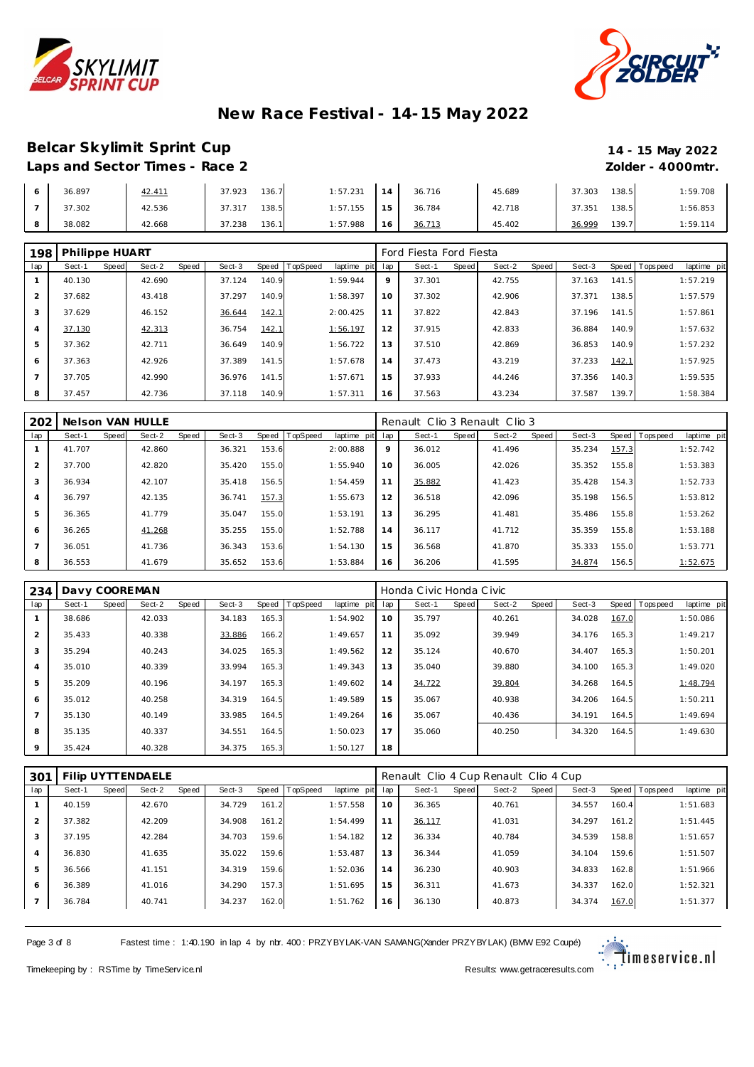# New Race Festival - 14-15 May 2022

## Belcar Skylimit Sprint Cup

**14 - 15 May 2022**

### Laps and Sector Times - Race 2

**Zolder - 4000mtr.**

| lap | Sect-1 | Speed | Sect-2 | Speed | Sect-3 | Speed | TopSpeed | laptime pit | lap | Sect-1 | Speed | Sect-2 | Speed | Sect-3 | Speed | Topspeed | laptime pit |
|---|---|---|---|---|---|---|---|---|---|---|---|---|---|---|---|---|---|
| 6 | 36.897 | | 42.411 | | 37.923 | 136.7 | | 1:57.231 | 14 | 36.716 | | 45.689 | | 37.303 | 138.5 | | 1:59.708 |
| 7 | 37.302 | | 42.536 | | 37.317 | 138.5 | | 1:57.155 | 15 | 36.784 | | 42.718 | | 37.351 | 138.5 | | 1:56.853 |
| 8 | 38.082 | | 42.668 | | 37.238 | 136.1 | | 1:57.988 | 16 | 36.713 | | 45.402 | | 36.999 | 139.7 | | 1:59.114 |

**198 Philippe HUART** — Ford Fiesta Ford Fiesta

| lap | Sect-1 | Speed | Sect-2 | Speed | Sect-3 | Speed | TopSpeed | laptime pit | lap | Sect-1 | Speed | Sect-2 | Speed | Sect-3 | Speed | Topspeed | laptime pit |
|---|---|---|---|---|---|---|---|---|---|---|---|---|---|---|---|---|---|
| 1 | 40.130 | | 42.690 | | 37.124 | 140.9 | | 1:59.944 | 9 | 37.301 | | 42.755 | | 37.163 | 141.5 | | 1:57.219 |
| 2 | 37.682 | | 43.418 | | 37.297 | 140.9 | | 1:58.397 | 10 | 37.302 | | 42.906 | | 37.371 | 138.5 | | 1:57.579 |
| 3 | 37.629 | | 46.152 | | 36.644 | 142.1 | | 2:00.425 | 11 | 37.822 | | 42.843 | | 37.196 | 141.5 | | 1:57.861 |
| 4 | 37.130 | | 42.313 | | 36.754 | 142.1 | | 1:56.197 | 12 | 37.915 | | 42.833 | | 36.884 | 140.9 | | 1:57.632 |
| 5 | 37.362 | | 42.711 | | 36.649 | 140.9 | | 1:56.722 | 13 | 37.510 | | 42.869 | | 36.853 | 140.9 | | 1:57.232 |
| 6 | 37.363 | | 42.926 | | 37.389 | 141.5 | | 1:57.678 | 14 | 37.473 | | 43.219 | | 37.233 | 142.1 | | 1:57.925 |
| 7 | 37.705 | | 42.990 | | 36.976 | 141.5 | | 1:57.671 | 15 | 37.933 | | 44.246 | | 37.356 | 140.3 | | 1:59.535 |
| 8 | 37.457 | | 42.736 | | 37.118 | 140.9 | | 1:57.311 | 16 | 37.563 | | 43.234 | | 37.587 | 139.7 | | 1:58.384 |

**202 Nelson VAN HULLE** — Renault Clio 3 Renault Clio 3

| lap | Sect-1 | Speed | Sect-2 | Speed | Sect-3 | Speed | TopSpeed | laptime pit | lap | Sect-1 | Speed | Sect-2 | Speed | Sect-3 | Speed | Topspeed | laptime pit |
|---|---|---|---|---|---|---|---|---|---|---|---|---|---|---|---|---|---|
| 1 | 41.707 | | 42.860 | | 36.321 | 153.6 | | 2:00.888 | 9 | 36.012 | | 41.496 | | 35.234 | 157.3 | | 1:52.742 |
| 2 | 37.700 | | 42.820 | | 35.420 | 155.0 | | 1:55.940 | 10 | 36.005 | | 42.026 | | 35.352 | 155.8 | | 1:53.383 |
| 3 | 36.934 | | 42.107 | | 35.418 | 156.5 | | 1:54.459 | 11 | 35.882 | | 41.423 | | 35.428 | 154.3 | | 1:52.733 |
| 4 | 36.797 | | 42.135 | | 36.741 | 157.3 | | 1:55.673 | 12 | 36.518 | | 42.096 | | 35.198 | 156.5 | | 1:53.812 |
| 5 | 36.365 | | 41.779 | | 35.047 | 155.0 | | 1:53.191 | 13 | 36.295 | | 41.481 | | 35.486 | 155.8 | | 1:53.262 |
| 6 | 36.265 | | 41.268 | | 35.255 | 155.0 | | 1:52.788 | 14 | 36.117 | | 41.712 | | 35.359 | 155.8 | | 1:53.188 |
| 7 | 36.051 | | 41.736 | | 36.343 | 153.6 | | 1:54.130 | 15 | 36.568 | | 41.870 | | 35.333 | 155.0 | | 1:53.771 |
| 8 | 36.553 | | 41.679 | | 35.652 | 153.6 | | 1:53.884 | 16 | 36.206 | | 41.595 | | 34.874 | 156.5 | | 1:52.675 |

**234 Davy COOREMAN** — Honda Civic Honda Civic

| lap | Sect-1 | Speed | Sect-2 | Speed | Sect-3 | Speed | TopSpeed | laptime pit | lap | Sect-1 | Speed | Sect-2 | Speed | Sect-3 | Speed | Topspeed | laptime pit |
|---|---|---|---|---|---|---|---|---|---|---|---|---|---|---|---|---|---|
| 1 | 38.686 | | 42.033 | | 34.183 | 165.3 | | 1:54.902 | 10 | 35.797 | | 40.261 | | 34.028 | 167.0 | | 1:50.086 |
| 2 | 35.433 | | 40.338 | | 33.886 | 166.2 | | 1:49.657 | 11 | 35.092 | | 39.949 | | 34.176 | 165.3 | | 1:49.217 |
| 3 | 35.294 | | 40.243 | | 34.025 | 165.3 | | 1:49.562 | 12 | 35.124 | | 40.670 | | 34.407 | 165.3 | | 1:50.201 |
| 4 | 35.010 | | 40.339 | | 33.994 | 165.3 | | 1:49.343 | 13 | 35.040 | | 39.880 | | 34.100 | 165.3 | | 1:49.020 |
| 5 | 35.209 | | 40.196 | | 34.197 | 165.3 | | 1:49.602 | 14 | 34.722 | | 39.804 | | 34.268 | 164.5 | | 1:48.794 |
| 6 | 35.012 | | 40.258 | | 34.319 | 164.5 | | 1:49.589 | 15 | 35.067 | | 40.938 | | 34.206 | 164.5 | | 1:50.211 |
| 7 | 35.130 | | 40.149 | | 33.985 | 164.5 | | 1:49.264 | 16 | 35.067 | | 40.436 | | 34.191 | 164.5 | | 1:49.694 |
| 8 | 35.135 | | 40.337 | | 34.551 | 164.5 | | 1:50.023 | 17 | 35.060 | | 40.250 | | 34.320 | 164.5 | | 1:49.630 |
| 9 | 35.424 | | 40.328 | | 34.375 | 165.3 | | 1:50.127 | 18 | | | | | | | | |

**301 Filip UYTTENDAELE** — Renault Clio 4 Cup Renault Clio 4 Cup

| lap | Sect-1 | Speed | Sect-2 | Speed | Sect-3 | Speed | TopSpeed | laptime pit | lap | Sect-1 | Speed | Sect-2 | Speed | Sect-3 | Speed | Topspeed | laptime pit |
|---|---|---|---|---|---|---|---|---|---|---|---|---|---|---|---|---|---|
| 1 | 40.159 | | 42.670 | | 34.729 | 161.2 | | 1:57.558 | 10 | 36.365 | | 40.761 | | 34.557 | 160.4 | | 1:51.683 |
| 2 | 37.382 | | 42.209 | | 34.908 | 161.2 | | 1:54.499 | 11 | 36.117 | | 41.031 | | 34.297 | 161.2 | | 1:51.445 |
| 3 | 37.195 | | 42.284 | | 34.703 | 159.6 | | 1:54.182 | 12 | 36.334 | | 40.784 | | 34.539 | 158.8 | | 1:51.657 |
| 4 | 36.830 | | 41.635 | | 35.022 | 159.6 | | 1:53.487 | 13 | 36.344 | | 41.059 | | 34.104 | 159.6 | | 1:51.507 |
| 5 | 36.566 | | 41.151 | | 34.319 | 159.6 | | 1:52.036 | 14 | 36.230 | | 40.903 | | 34.833 | 162.8 | | 1:51.966 |
| 6 | 36.389 | | 41.016 | | 34.290 | 157.3 | | 1:51.695 | 15 | 36.311 | | 41.673 | | 34.337 | 162.0 | | 1:52.321 |
| 7 | 36.784 | | 40.741 | | 34.237 | 162.0 | | 1:51.762 | 16 | 36.130 | | 40.873 | | 34.374 | 167.0 | | 1:51.377 |

Fastest time : 1:40.190 in lap 4 by nbr. 400 : PRZYBYLAK-VAN SAMANG(Xander PRZYBYLAK) (BMW E92 Coupé)

Timekeeping by : RSTime by TimeService.nl — Results: www.getraceresults.com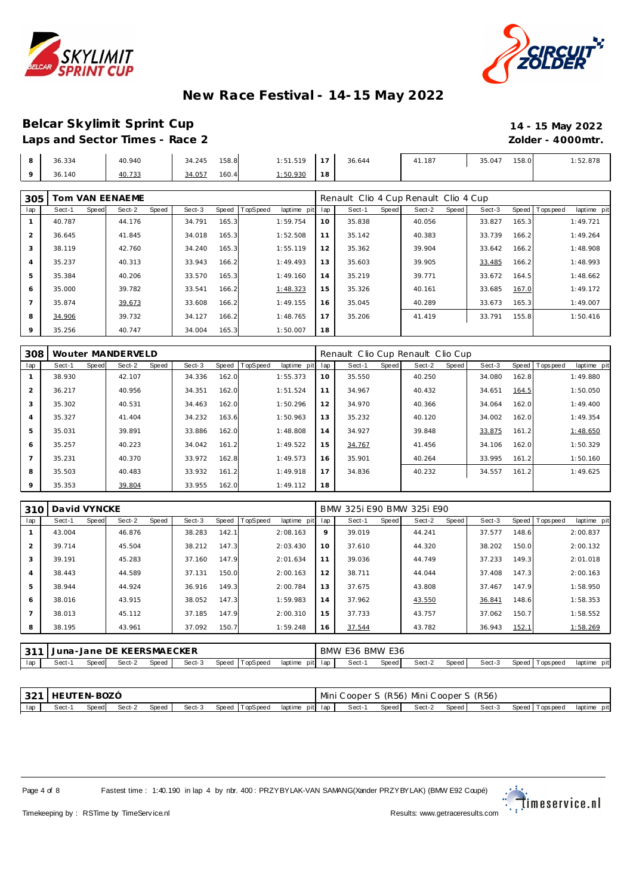# New Race Festival - 14-15 May 2022

## Belcar Skylimit Sprint Cup

**14 - 15 May 2022**

### Laps and Sector Times - Race 2

**Zolder - 4000mtr.**

| lap | Sect-1 | Speed | Sect-2 | Speed | Sect-3 | Speed | TopSpeed | laptime pit | lap | Sect-1 | Speed | Sect-2 | Speed | Sect-3 | Speed | Topspeed | laptime pit |
|---|---|---|---|---|---|---|---|---|---|---|---|---|---|---|---|---|---|
| 8 | 36.334 | | 40.940 | | 34.245 | 158.8 | | 1:51.519 | 17 | 36.644 | | 41.187 | | 35.047 | 158.0 | | 1:52.878 |
| 9 | 36.140 | | 40.733 | | 34.057 | 160.4 | | 1:50.930 | 18 | | | | | | | | |

**305 Tom VAN EENAEME** — Renault Clio 4 Cup Renault Clio 4 Cup

| lap | Sect-1 | Speed | Sect-2 | Speed | Sect-3 | Speed | TopSpeed | laptime pit | lap | Sect-1 | Speed | Sect-2 | Speed | Sect-3 | Speed | Topspeed | laptime pit |
|---|---|---|---|---|---|---|---|---|---|---|---|---|---|---|---|---|---|
| 1 | 40.787 | | 44.176 | | 34.791 | 165.3 | | 1:59.754 | 10 | 35.838 | | 40.056 | | 33.827 | 165.3 | | 1:49.721 |
| 2 | 36.645 | | 41.845 | | 34.018 | 165.3 | | 1:52.508 | 11 | 35.142 | | 40.383 | | 33.739 | 166.2 | | 1:49.264 |
| 3 | 38.119 | | 42.760 | | 34.240 | 165.3 | | 1:55.119 | 12 | 35.362 | | 39.904 | | 33.642 | 166.2 | | 1:48.908 |
| 4 | 35.237 | | 40.313 | | 33.943 | 166.2 | | 1:49.493 | 13 | 35.603 | | 39.905 | | 33.485 | 166.2 | | 1:48.993 |
| 5 | 35.384 | | 40.206 | | 33.570 | 165.3 | | 1:49.160 | 14 | 35.219 | | 39.771 | | 33.672 | 164.5 | | 1:48.662 |
| 6 | 35.000 | | 39.782 | | 33.541 | 166.2 | | 1:48.323 | 15 | 35.326 | | 40.161 | | 33.685 | 167.0 | | 1:49.172 |
| 7 | 35.874 | | 39.673 | | 33.608 | 166.2 | | 1:49.155 | 16 | 35.045 | | 40.289 | | 33.673 | 165.3 | | 1:49.007 |
| 8 | 34.906 | | 39.732 | | 34.127 | 166.2 | | 1:48.765 | 17 | 35.206 | | 41.419 | | 33.791 | 155.8 | | 1:50.416 |
| 9 | 35.256 | | 40.747 | | 34.004 | 165.3 | | 1:50.007 | 18 | | | | | | | | |

**308 Wouter MANDERVELD** — Renault Clio Cup Renault Clio Cup

| lap | Sect-1 | Speed | Sect-2 | Speed | Sect-3 | Speed | TopSpeed | laptime pit | lap | Sect-1 | Speed | Sect-2 | Speed | Sect-3 | Speed | Topspeed | laptime pit |
|---|---|---|---|---|---|---|---|---|---|---|---|---|---|---|---|---|---|
| 1 | 38.930 | | 42.107 | | 34.336 | 162.0 | | 1:55.373 | 10 | 35.550 | | 40.250 | | 34.080 | 162.8 | | 1:49.880 |
| 2 | 36.217 | | 40.956 | | 34.351 | 162.0 | | 1:51.524 | 11 | 34.967 | | 40.432 | | 34.651 | 164.5 | | 1:50.050 |
| 3 | 35.302 | | 40.531 | | 34.463 | 162.0 | | 1:50.296 | 12 | 34.970 | | 40.366 | | 34.064 | 162.0 | | 1:49.400 |
| 4 | 35.327 | | 41.404 | | 34.232 | 163.6 | | 1:50.963 | 13 | 35.232 | | 40.120 | | 34.002 | 162.0 | | 1:49.354 |
| 5 | 35.031 | | 39.891 | | 33.886 | 162.0 | | 1:48.808 | 14 | 34.927 | | 39.848 | | 33.875 | 161.2 | | 1:48.650 |
| 6 | 35.257 | | 40.223 | | 34.042 | 161.2 | | 1:49.522 | 15 | 34.767 | | 41.456 | | 34.106 | 162.0 | | 1:50.329 |
| 7 | 35.231 | | 40.370 | | 33.972 | 162.8 | | 1:49.573 | 16 | 35.901 | | 40.264 | | 33.995 | 161.2 | | 1:50.160 |
| 8 | 35.503 | | 40.483 | | 33.932 | 161.2 | | 1:49.918 | 17 | 34.836 | | 40.232 | | 34.557 | 161.2 | | 1:49.625 |
| 9 | 35.353 | | 39.804 | | 33.955 | 162.0 | | 1:49.112 | 18 | | | | | | | | |

**310 David VYNCKE** — BMW 325i E90 BMW 325i E90

| lap | Sect-1 | Speed | Sect-2 | Speed | Sect-3 | Speed | TopSpeed | laptime pit | lap | Sect-1 | Speed | Sect-2 | Speed | Sect-3 | Speed | Topspeed | laptime pit |
|---|---|---|---|---|---|---|---|---|---|---|---|---|---|---|---|---|---|
| 1 | 43.004 | | 46.876 | | 38.283 | 142.1 | | 2:08.163 | 9 | 39.019 | | 44.241 | | 37.577 | 148.6 | | 2:00.837 |
| 2 | 39.714 | | 45.504 | | 38.212 | 147.3 | | 2:03.430 | 10 | 37.610 | | 44.320 | | 38.202 | 150.0 | | 2:00.132 |
| 3 | 39.191 | | 45.283 | | 37.160 | 147.9 | | 2:01.634 | 11 | 39.036 | | 44.749 | | 37.233 | 149.3 | | 2:01.018 |
| 4 | 38.443 | | 44.589 | | 37.131 | 150.0 | | 2:00.163 | 12 | 38.711 | | 44.044 | | 37.408 | 147.3 | | 2:00.163 |
| 5 | 38.944 | | 44.924 | | 36.916 | 149.3 | | 2:00.784 | 13 | 37.675 | | 43.808 | | 37.467 | 147.9 | | 1:58.950 |
| 6 | 38.016 | | 43.915 | | 38.052 | 147.3 | | 1:59.983 | 14 | 37.962 | | 43.550 | | 36.841 | 148.6 | | 1:58.353 |
| 7 | 38.013 | | 45.112 | | 37.185 | 147.9 | | 2:00.310 | 15 | 37.733 | | 43.757 | | 37.062 | 150.7 | | 1:58.552 |
| 8 | 38.195 | | 43.961 | | 37.092 | 150.7 | | 1:59.248 | 16 | 37.544 | | 43.782 | | 36.943 | 152.1 | | 1:58.269 |

**311 Juna-Jane DE KEERSMAECKER** — BMW E36 BMW E36

| lap | Sect-1 | Speed | Sect-2 | Speed | Sect-3 | Speed | TopSpeed | laptime pit | lap | Sect-1 | Speed | Sect-2 | Speed | Sect-3 | Speed | Topspeed | laptime pit |
|---|---|---|---|---|---|---|---|---|---|---|---|---|---|---|---|---|---|

**321 HEUTEN-BOZÓ** — Mini Cooper S (R56) Mini Cooper S (R56)

| lap | Sect-1 | Speed | Sect-2 | Speed | Sect-3 | Speed | TopSpeed | laptime pit | lap | Sect-1 | Speed | Sect-2 | Speed | Sect-3 | Speed | Topspeed | laptime pit |
|---|---|---|---|---|---|---|---|---|---|---|---|---|---|---|---|---|---|

Fastest time : 1:40.190 in lap 4 by nbr. 400 : PRZYBYLAK-VAN SAMANG(Xander PRZYBYLAK) (BMW E92 Coupé)

Timekeeping by : RSTime by TimeService.nl

Results: www.getraceresults.com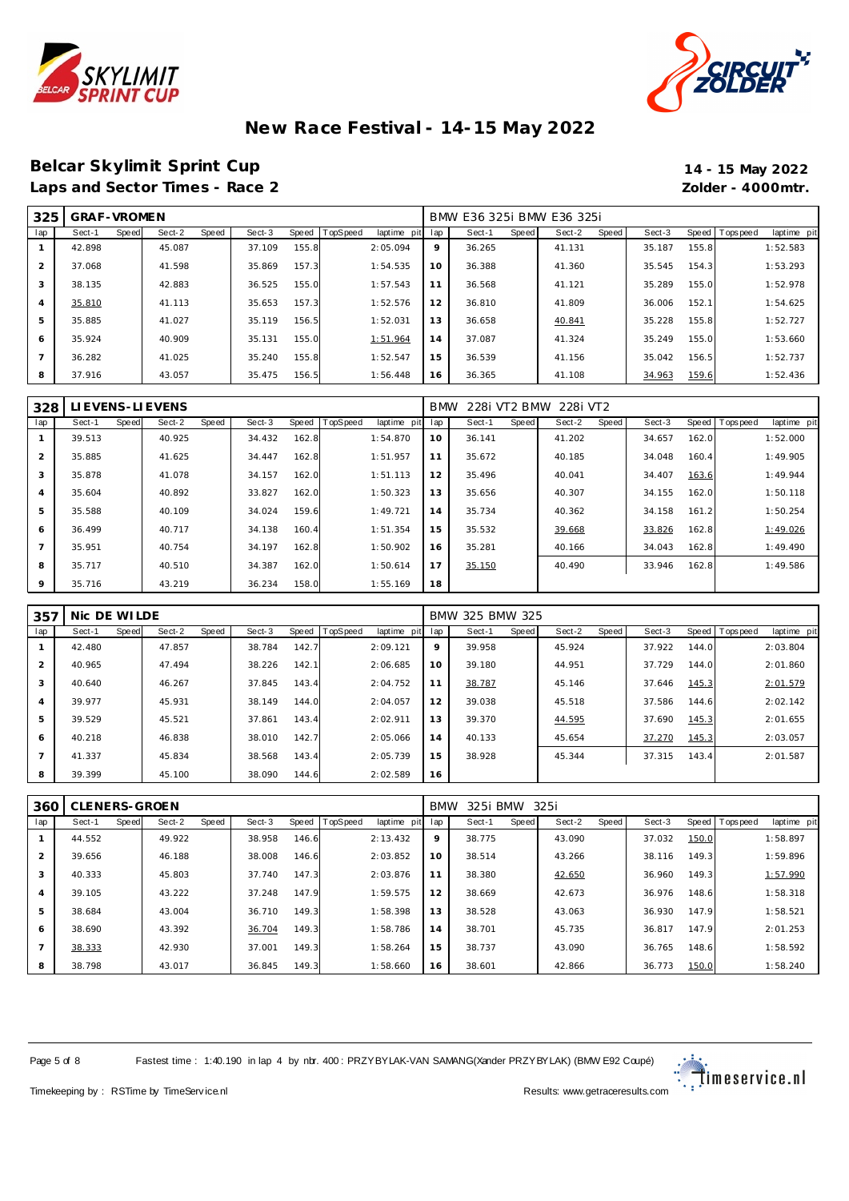# New Race Festival - 14-15 May 2022

## Belcar Skylimit Sprint Cup

**14 - 15 May 2022**

**Laps and Sector Times - Race 2**

**Zolder - 4000mtr.**

| 325 | GRAF-VROMEN | | | | | | | | BMW E36 325i BMW E36 325i | | | | | | | | |
|---|---|---|---|---|---|---|---|---|---|---|---|---|---|---|---|---|---|
| lap | Sect-1 | Speed | Sect-2 | Speed | Sect-3 | Speed | TopSpeed | laptime pit | lap | Sect-1 | Speed | Sect-2 | Speed | Sect-3 | Speed | Topspeed | laptime pit |
| 1 | 42.898 | | 45.087 | | 37.109 | 155.8 | | 2:05.094 | 9 | 36.265 | | 41.131 | | 35.187 | 155.8 | | 1:52.583 |
| 2 | 37.068 | | 41.598 | | 35.869 | 157.3 | | 1:54.535 | 10 | 36.388 | | 41.360 | | 35.545 | 154.3 | | 1:53.293 |
| 3 | 38.135 | | 42.883 | | 36.525 | 155.0 | | 1:57.543 | 11 | 36.568 | | 41.121 | | 35.289 | 155.0 | | 1:52.978 |
| 4 | 35.810 | | 41.113 | | 35.653 | 157.3 | | 1:52.576 | 12 | 36.810 | | 41.809 | | 36.006 | 152.1 | | 1:54.625 |
| 5 | 35.885 | | 41.027 | | 35.119 | 156.5 | | 1:52.031 | 13 | 36.658 | | 40.841 | | 35.228 | 155.8 | | 1:52.727 |
| 6 | 35.924 | | 40.909 | | 35.131 | 155.0 | | 1:51.964 | 14 | 37.087 | | 41.324 | | 35.249 | 155.0 | | 1:53.660 |
| 7 | 36.282 | | 41.025 | | 35.240 | 155.8 | | 1:52.547 | 15 | 36.539 | | 41.156 | | 35.042 | 156.5 | | 1:52.737 |
| 8 | 37.916 | | 43.057 | | 35.475 | 156.5 | | 1:56.448 | 16 | 36.365 | | 41.108 | | 34.963 | 159.6 | | 1:52.436 |

| 328 | LIEVENS-LIEVENS | | | | | | | | BMW 228i VT2 BMW 228i VT2 | | | | | | | | |
|---|---|---|---|---|---|---|---|---|---|---|---|---|---|---|---|---|---|
| lap | Sect-1 | Speed | Sect-2 | Speed | Sect-3 | Speed | TopSpeed | laptime pit | lap | Sect-1 | Speed | Sect-2 | Speed | Sect-3 | Speed | Topspeed | laptime pit |
| 1 | 39.513 | | 40.925 | | 34.432 | 162.8 | | 1:54.870 | 10 | 36.141 | | 41.202 | | 34.657 | 162.0 | | 1:52.000 |
| 2 | 35.885 | | 41.625 | | 34.447 | 162.8 | | 1:51.957 | 11 | 35.672 | | 40.185 | | 34.048 | 160.4 | | 1:49.905 |
| 3 | 35.878 | | 41.078 | | 34.157 | 162.0 | | 1:51.113 | 12 | 35.496 | | 40.041 | | 34.407 | 163.6 | | 1:49.944 |
| 4 | 35.604 | | 40.892 | | 33.827 | 162.0 | | 1:50.323 | 13 | 35.656 | | 40.307 | | 34.155 | 162.0 | | 1:50.118 |
| 5 | 35.588 | | 40.109 | | 34.024 | 159.6 | | 1:49.721 | 14 | 35.734 | | 40.362 | | 34.158 | 161.2 | | 1:50.254 |
| 6 | 36.499 | | 40.717 | | 34.138 | 160.4 | | 1:51.354 | 15 | 35.532 | | 39.668 | | 33.826 | 162.8 | | 1:49.026 |
| 7 | 35.951 | | 40.754 | | 34.197 | 162.8 | | 1:50.902 | 16 | 35.281 | | 40.166 | | 34.043 | 162.8 | | 1:49.490 |
| 8 | 35.717 | | 40.510 | | 34.387 | 162.0 | | 1:50.614 | 17 | 35.150 | | 40.490 | | 33.946 | 162.8 | | 1:49.586 |
| 9 | 35.716 | | 43.219 | | 36.234 | 158.0 | | 1:55.169 | 18 | | | | | | | | |

| 357 | Nic DE WILDE | | | | | | | | BMW 325 BMW 325 | | | | | | | | |
|---|---|---|---|---|---|---|---|---|---|---|---|---|---|---|---|---|---|
| lap | Sect-1 | Speed | Sect-2 | Speed | Sect-3 | Speed | TopSpeed | laptime pit | lap | Sect-1 | Speed | Sect-2 | Speed | Sect-3 | Speed | Topspeed | laptime pit |
| 1 | 42.480 | | 47.857 | | 38.784 | 142.7 | | 2:09.121 | 9 | 39.958 | | 45.924 | | 37.922 | 144.0 | | 2:03.804 |
| 2 | 40.965 | | 47.494 | | 38.226 | 142.1 | | 2:06.685 | 10 | 39.180 | | 44.951 | | 37.729 | 144.0 | | 2:01.860 |
| 3 | 40.640 | | 46.267 | | 37.845 | 143.4 | | 2:04.752 | 11 | 38.787 | | 45.146 | | 37.646 | 145.3 | | 2:01.579 |
| 4 | 39.977 | | 45.931 | | 38.149 | 144.0 | | 2:04.057 | 12 | 39.038 | | 45.518 | | 37.586 | 144.6 | | 2:02.142 |
| 5 | 39.529 | | 45.521 | | 37.861 | 143.4 | | 2:02.911 | 13 | 39.370 | | 44.595 | | 37.690 | 145.3 | | 2:01.655 |
| 6 | 40.218 | | 46.838 | | 38.010 | 142.7 | | 2:05.066 | 14 | 40.133 | | 45.654 | | 37.270 | 145.3 | | 2:03.057 |
| 7 | 41.337 | | 45.834 | | 38.568 | 143.4 | | 2:05.739 | 15 | 38.928 | | 45.344 | | 37.315 | 143.4 | | 2:01.587 |
| 8 | 39.399 | | 45.100 | | 38.090 | 144.6 | | 2:02.589 | 16 | | | | | | | | |

| 360 | CLENERS-GROEN | | | | | | | | BMW 325i BMW 325i | | | | | | | | |
|---|---|---|---|---|---|---|---|---|---|---|---|---|---|---|---|---|---|
| lap | Sect-1 | Speed | Sect-2 | Speed | Sect-3 | Speed | TopSpeed | laptime pit | lap | Sect-1 | Speed | Sect-2 | Speed | Sect-3 | Speed | Topspeed | laptime pit |
| 1 | 44.552 | | 49.922 | | 38.958 | 146.6 | | 2:13.432 | 9 | 38.775 | | 43.090 | | 37.032 | 150.0 | | 1:58.897 |
| 2 | 39.656 | | 46.188 | | 38.008 | 146.6 | | 2:03.852 | 10 | 38.514 | | 43.266 | | 38.116 | 149.3 | | 1:59.896 |
| 3 | 40.333 | | 45.803 | | 37.740 | 147.3 | | 2:03.876 | 11 | 38.380 | | 42.650 | | 36.960 | 149.3 | | 1:57.990 |
| 4 | 39.105 | | 43.222 | | 37.248 | 147.9 | | 1:59.575 | 12 | 38.669 | | 42.673 | | 36.976 | 148.6 | | 1:58.318 |
| 5 | 38.684 | | 43.004 | | 36.710 | 149.3 | | 1:58.398 | 13 | 38.528 | | 43.063 | | 36.930 | 147.9 | | 1:58.521 |
| 6 | 38.690 | | 43.392 | | 36.704 | 149.3 | | 1:58.786 | 14 | 38.701 | | 45.735 | | 36.817 | 147.9 | | 2:01.253 |
| 7 | 38.333 | | 42.930 | | 37.001 | 149.3 | | 1:58.264 | 15 | 38.737 | | 43.090 | | 36.765 | 148.6 | | 1:58.592 |
| 8 | 38.798 | | 43.017 | | 36.845 | 149.3 | | 1:58.660 | 16 | 38.601 | | 42.866 | | 36.773 | 150.0 | | 1:58.240 |

Fastest time : 1:40.190 in lap 4 by nbr. 400 : PRZYBYLAK-VAN SAMANG(Xander PRZYBYLAK) (BMW E92 Coupé)

Timekeeping by : RSTime by TimeService.nl

Results: www.getraceresults.com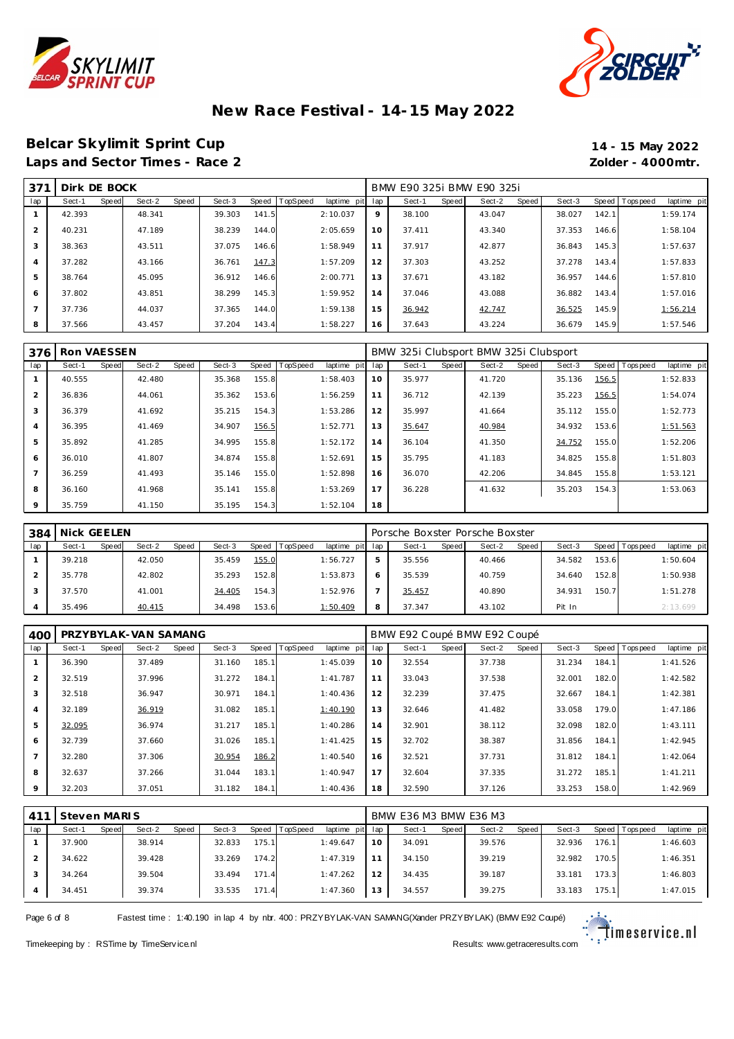# New Race Festival - 14-15 May 2022

## Belcar Skylimit Sprint Cup

**14 - 15 May 2022**

### Laps and Sector Times - Race 2

**Zolder - 4000mtr.**

| 371 | Dirk DE BOCK | | | | | | | | BMW E90 325i BMW E90 325i | | | | | | | | |
|---|---|---|---|---|---|---|---|---|---|---|---|---|---|---|---|---|---|
| lap | Sect-1 | Speed | Sect-2 | Speed | Sect-3 | Speed | TopSpeed | laptime pit | lap | Sect-1 | Speed | Sect-2 | Speed | Sect-3 | Speed | Topspeed | laptime pit |
| 1 | 42.393 | | 48.341 | | 39.303 | 141.5 | | 2:10.037 | 9 | 38.100 | | 43.047 | | 38.027 | 142.1 | | 1:59.174 |
| 2 | 40.231 | | 47.189 | | 38.239 | 144.0 | | 2:05.659 | 10 | 37.411 | | 43.340 | | 37.353 | 146.6 | | 1:58.104 |
| 3 | 38.363 | | 43.511 | | 37.075 | 146.6 | | 1:58.949 | 11 | 37.917 | | 42.877 | | 36.843 | 145.3 | | 1:57.637 |
| 4 | 37.282 | | 43.166 | | 36.761 | 147.3 | | 1:57.209 | 12 | 37.303 | | 43.252 | | 37.278 | 143.4 | | 1:57.833 |
| 5 | 38.764 | | 45.095 | | 36.912 | 146.6 | | 2:00.771 | 13 | 37.671 | | 43.182 | | 36.957 | 144.6 | | 1:57.810 |
| 6 | 37.802 | | 43.851 | | 38.299 | 145.3 | | 1:59.952 | 14 | 37.046 | | 43.088 | | 36.882 | 143.4 | | 1:57.016 |
| 7 | 37.736 | | 44.037 | | 37.365 | 144.0 | | 1:59.138 | 15 | 36.942 | | 42.747 | | 36.525 | 145.9 | | 1:56.214 |
| 8 | 37.566 | | 43.457 | | 37.204 | 143.4 | | 1:58.227 | 16 | 37.643 | | 43.224 | | 36.679 | 145.9 | | 1:57.546 |

| 376 | Ron VAESSEN | | | | | | | | BMW 325i Clubsport BMW 325i Clubsport | | | | | | | | |
|---|---|---|---|---|---|---|---|---|---|---|---|---|---|---|---|---|---|
| lap | Sect-1 | Speed | Sect-2 | Speed | Sect-3 | Speed | TopSpeed | laptime pit | lap | Sect-1 | Speed | Sect-2 | Speed | Sect-3 | Speed | Topspeed | laptime pit |
| 1 | 40.555 | | 42.480 | | 35.368 | 155.8 | | 1:58.403 | 10 | 35.977 | | 41.720 | | 35.136 | 156.5 | | 1:52.833 |
| 2 | 36.836 | | 44.061 | | 35.362 | 153.6 | | 1:56.259 | 11 | 36.712 | | 42.139 | | 35.223 | 156.5 | | 1:54.074 |
| 3 | 36.379 | | 41.692 | | 35.215 | 154.3 | | 1:53.286 | 12 | 35.997 | | 41.664 | | 35.112 | 155.0 | | 1:52.773 |
| 4 | 36.395 | | 41.469 | | 34.907 | 156.5 | | 1:52.771 | 13 | 35.647 | | 40.984 | | 34.932 | 153.6 | | 1:51.563 |
| 5 | 35.892 | | 41.285 | | 34.995 | 155.8 | | 1:52.172 | 14 | 36.104 | | 41.350 | | 34.752 | 155.0 | | 1:52.206 |
| 6 | 36.010 | | 41.807 | | 34.874 | 155.8 | | 1:52.691 | 15 | 35.795 | | 41.183 | | 34.825 | 155.8 | | 1:51.803 |
| 7 | 36.259 | | 41.493 | | 35.146 | 155.0 | | 1:52.898 | 16 | 36.070 | | 42.206 | | 34.845 | 155.8 | | 1:53.121 |
| 8 | 36.160 | | 41.968 | | 35.141 | 155.8 | | 1:53.269 | 17 | 36.228 | | 41.632 | | 35.203 | 154.3 | | 1:53.063 |
| 9 | 35.759 | | 41.150 | | 35.195 | 154.3 | | 1:52.104 | 18 | | | | | | | | |

| 384 | Nick GEELEN | | | | | | | | Porsche Boxster Porsche Boxster | | | | | | | | |
|---|---|---|---|---|---|---|---|---|---|---|---|---|---|---|---|---|---|
| lap | Sect-1 | Speed | Sect-2 | Speed | Sect-3 | Speed | TopSpeed | laptime pit | lap | Sect-1 | Speed | Sect-2 | Speed | Sect-3 | Speed | Topspeed | laptime pit |
| 1 | 39.218 | | 42.050 | | 35.459 | 155.0 | | 1:56.727 | 5 | 35.556 | | 40.466 | | 34.582 | 153.6 | | 1:50.604 |
| 2 | 35.778 | | 42.802 | | 35.293 | 152.8 | | 1:53.873 | 6 | 35.539 | | 40.759 | | 34.640 | 152.8 | | 1:50.938 |
| 3 | 37.570 | | 41.001 | | 34.405 | 154.3 | | 1:52.976 | 7 | 35.457 | | 40.890 | | 34.931 | 150.7 | | 1:51.278 |
| 4 | 35.496 | | 40.415 | | 34.498 | 153.6 | | 1:50.409 | 8 | 37.347 | | 43.102 | | Pit In | | | 2:13.699 |

| 400 | PRZYBYLAK-VAN SAMANG | | | | | | | | BMW E92 Coupé BMW E92 Coupé | | | | | | | | |
|---|---|---|---|---|---|---|---|---|---|---|---|---|---|---|---|---|---|
| lap | Sect-1 | Speed | Sect-2 | Speed | Sect-3 | Speed | TopSpeed | laptime pit | lap | Sect-1 | Speed | Sect-2 | Speed | Sect-3 | Speed | Topspeed | laptime pit |
| 1 | 36.390 | | 37.489 | | 31.160 | 185.1 | | 1:45.039 | 10 | 32.554 | | 37.738 | | 31.234 | 184.1 | | 1:41.526 |
| 2 | 32.519 | | 37.996 | | 31.272 | 184.1 | | 1:41.787 | 11 | 33.043 | | 37.538 | | 32.001 | 182.0 | | 1:42.582 |
| 3 | 32.518 | | 36.947 | | 30.971 | 184.1 | | 1:40.436 | 12 | 32.239 | | 37.475 | | 32.667 | 184.1 | | 1:42.381 |
| 4 | 32.189 | | 36.919 | | 31.082 | 185.1 | | 1:40.190 | 13 | 32.646 | | 41.482 | | 33.058 | 179.0 | | 1:47.186 |
| 5 | 32.095 | | 36.974 | | 31.217 | 185.1 | | 1:40.286 | 14 | 32.901 | | 38.112 | | 32.098 | 182.0 | | 1:43.111 |
| 6 | 32.739 | | 37.660 | | 31.026 | 185.1 | | 1:41.425 | 15 | 32.702 | | 38.387 | | 31.856 | 184.1 | | 1:42.945 |
| 7 | 32.280 | | 37.306 | | 30.954 | 186.2 | | 1:40.540 | 16 | 32.521 | | 37.731 | | 31.812 | 184.1 | | 1:42.064 |
| 8 | 32.637 | | 37.266 | | 31.044 | 183.1 | | 1:40.947 | 17 | 32.604 | | 37.335 | | 31.272 | 185.1 | | 1:41.211 |
| 9 | 32.203 | | 37.051 | | 31.182 | 184.1 | | 1:40.436 | 18 | 32.590 | | 37.126 | | 33.253 | 158.0 | | 1:42.969 |

| 411 | Steven MARIS | | | | | | | | BMW E36 M3 BMW E36 M3 | | | | | | | | |
|---|---|---|---|---|---|---|---|---|---|---|---|---|---|---|---|---|---|
| lap | Sect-1 | Speed | Sect-2 | Speed | Sect-3 | Speed | TopSpeed | laptime pit | lap | Sect-1 | Speed | Sect-2 | Speed | Sect-3 | Speed | Topspeed | laptime pit |
| 1 | 37.900 | | 38.914 | | 32.833 | 175.1 | | 1:49.647 | 10 | 34.091 | | 39.576 | | 32.936 | 176.1 | | 1:46.603 |
| 2 | 34.622 | | 39.428 | | 33.269 | 174.2 | | 1:47.319 | 11 | 34.150 | | 39.219 | | 32.982 | 170.5 | | 1:46.351 |
| 3 | 34.264 | | 39.504 | | 33.494 | 171.4 | | 1:47.262 | 12 | 34.435 | | 39.187 | | 33.181 | 173.3 | | 1:46.803 |
| 4 | 34.451 | | 39.374 | | 33.535 | 171.4 | | 1:47.360 | 13 | 34.557 | | 39.275 | | 33.183 | 175.1 | | 1:47.015 |

Fastest time : 1:40.190 in lap 4 by nbr. 400 : PRZYBYLAK-VAN SAMANG(Xander PRZYBYLAK) (BMW E92 Coupé)

Timekeeping by : RSTime by TimeService.nl

Results: www.getraceresults.com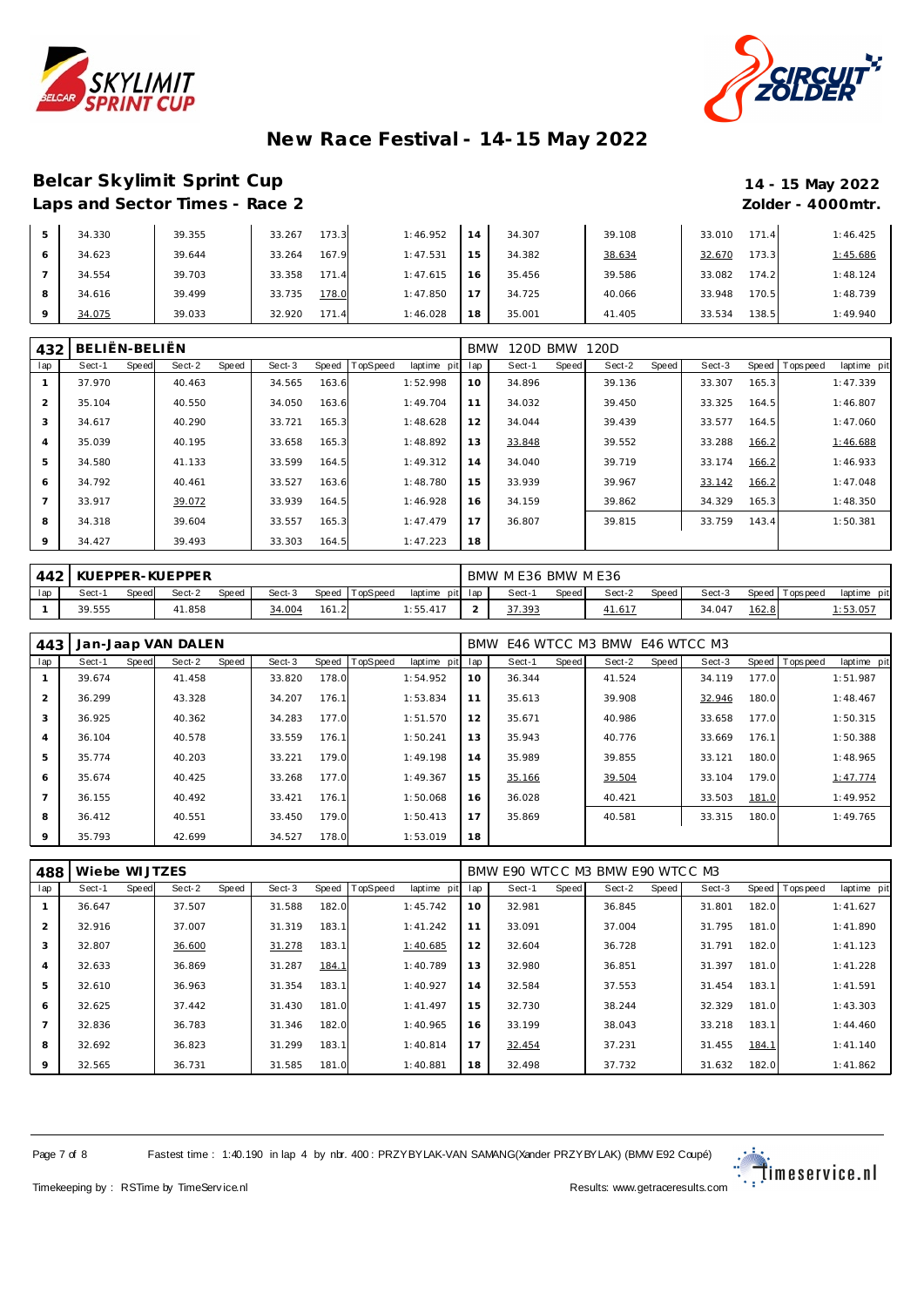# New Race Festival - 14-15 May 2022

## Belcar Skylimit Sprint Cup

**14 - 15 May 2022**

**Laps and Sector Times - Race 2**

**Zolder - 4000mtr.**

| lap | Sect-1 | Speed | Sect-2 | Speed | Sect-3 | Speed | TopSpeed | laptime pit | lap | Sect-1 | Speed | Sect-2 | Speed | Sect-3 | Speed | Topspeed | laptime pit |
|---|---|---|---|---|---|---|---|---|---|---|---|---|---|---|---|---|---|
| 5 | 34.330 | | 39.355 | | 33.267 | 173.3 | | 1:46.952 | 14 | 34.307 | | 39.108 | | 33.010 | 171.4 | | 1:46.425 |
| 6 | 34.623 | | 39.644 | | 33.264 | 167.9 | | 1:47.531 | 15 | 34.382 | | 38.634 | | 32.670 | 173.3 | | 1:45.686 |
| 7 | 34.554 | | 39.703 | | 33.358 | 171.4 | | 1:47.615 | 16 | 35.456 | | 39.586 | | 33.082 | 174.2 | | 1:48.124 |
| 8 | 34.616 | | 39.499 | | 33.735 | 178.0 | | 1:47.850 | 17 | 34.725 | | 40.066 | | 33.948 | 170.5 | | 1:48.739 |
| 9 | 34.075 | | 39.033 | | 32.920 | 171.4 | | 1:46.028 | 18 | 35.001 | | 41.405 | | 33.534 | 138.5 | | 1:49.940 |

**432 BELIËN-BELIËN** — BMW 120D BMW 120D

| lap | Sect-1 | Speed | Sect-2 | Speed | Sect-3 | Speed | TopSpeed | laptime pit | lap | Sect-1 | Speed | Sect-2 | Speed | Sect-3 | Speed | Topspeed | laptime pit |
|---|---|---|---|---|---|---|---|---|---|---|---|---|---|---|---|---|---|
| 1 | 37.970 | | 40.463 | | 34.565 | 163.6 | | 1:52.998 | 10 | 34.896 | | 39.136 | | 33.307 | 165.3 | | 1:47.339 |
| 2 | 35.104 | | 40.550 | | 34.050 | 163.6 | | 1:49.704 | 11 | 34.032 | | 39.450 | | 33.325 | 164.5 | | 1:46.807 |
| 3 | 34.617 | | 40.290 | | 33.721 | 165.3 | | 1:48.628 | 12 | 34.044 | | 39.439 | | 33.577 | 164.5 | | 1:47.060 |
| 4 | 35.039 | | 40.195 | | 33.658 | 165.3 | | 1:48.892 | 13 | 33.848 | | 39.552 | | 33.288 | 166.2 | | 1:46.688 |
| 5 | 34.580 | | 41.133 | | 33.599 | 164.5 | | 1:49.312 | 14 | 34.040 | | 39.719 | | 33.174 | 166.2 | | 1:46.933 |
| 6 | 34.792 | | 40.461 | | 33.527 | 163.6 | | 1:48.780 | 15 | 33.939 | | 39.967 | | 33.142 | 166.2 | | 1:47.048 |
| 7 | 33.917 | | 39.072 | | 33.939 | 164.5 | | 1:46.928 | 16 | 34.159 | | 39.862 | | 34.329 | 165.3 | | 1:48.350 |
| 8 | 34.318 | | 39.604 | | 33.557 | 165.3 | | 1:47.479 | 17 | 36.807 | | 39.815 | | 33.759 | 143.4 | | 1:50.381 |
| 9 | 34.427 | | 39.493 | | 33.303 | 164.5 | | 1:47.223 | 18 | | | | | | | | |

**442 KUEPPER-KUEPPER** — BMW M E36 BMW M E36

| lap | Sect-1 | Speed | Sect-2 | Speed | Sect-3 | Speed | TopSpeed | laptime pit | lap | Sect-1 | Speed | Sect-2 | Speed | Sect-3 | Speed | Topspeed | laptime pit |
|---|---|---|---|---|---|---|---|---|---|---|---|---|---|---|---|---|---|
| 1 | 39.555 | | 41.858 | | 34.004 | 161.2 | | 1:55.417 | 2 | 37.393 | | 41.617 | | 34.047 | 162.8 | | 1:53.057 |

**443 Jan-Jaap VAN DALEN** — BMW E46 WTCC M3 BMW E46 WTCC M3

| lap | Sect-1 | Speed | Sect-2 | Speed | Sect-3 | Speed | TopSpeed | laptime pit | lap | Sect-1 | Speed | Sect-2 | Speed | Sect-3 | Speed | Topspeed | laptime pit |
|---|---|---|---|---|---|---|---|---|---|---|---|---|---|---|---|---|---|
| 1 | 39.674 | | 41.458 | | 33.820 | 178.0 | | 1:54.952 | 10 | 36.344 | | 41.524 | | 34.119 | 177.0 | | 1:51.987 |
| 2 | 36.299 | | 43.328 | | 34.207 | 176.1 | | 1:53.834 | 11 | 35.613 | | 39.908 | | 32.946 | 180.0 | | 1:48.467 |
| 3 | 36.925 | | 40.362 | | 34.283 | 177.0 | | 1:51.570 | 12 | 35.671 | | 40.986 | | 33.658 | 177.0 | | 1:50.315 |
| 4 | 36.104 | | 40.578 | | 33.559 | 176.1 | | 1:50.241 | 13 | 35.943 | | 40.776 | | 33.669 | 176.1 | | 1:50.388 |
| 5 | 35.774 | | 40.203 | | 33.221 | 179.0 | | 1:49.198 | 14 | 35.989 | | 39.855 | | 33.121 | 180.0 | | 1:48.965 |
| 6 | 35.674 | | 40.425 | | 33.268 | 177.0 | | 1:49.367 | 15 | 35.166 | | 39.504 | | 33.104 | 179.0 | | 1:47.774 |
| 7 | 36.155 | | 40.492 | | 33.421 | 176.1 | | 1:50.068 | 16 | 36.028 | | 40.421 | | 33.503 | 181.0 | | 1:49.952 |
| 8 | 36.412 | | 40.551 | | 33.450 | 179.0 | | 1:50.413 | 17 | 35.869 | | 40.581 | | 33.315 | 180.0 | | 1:49.765 |
| 9 | 35.793 | | 42.699 | | 34.527 | 178.0 | | 1:53.019 | 18 | | | | | | | | |

**488 Wiebe WIJTZES** — BMW E90 WTCC M3 BMW E90 WTCC M3

| lap | Sect-1 | Speed | Sect-2 | Speed | Sect-3 | Speed | TopSpeed | laptime pit | lap | Sect-1 | Speed | Sect-2 | Speed | Sect-3 | Speed | Topspeed | laptime pit |
|---|---|---|---|---|---|---|---|---|---|---|---|---|---|---|---|---|---|
| 1 | 36.647 | | 37.507 | | 31.588 | 182.0 | | 1:45.742 | 10 | 32.981 | | 36.845 | | 31.801 | 182.0 | | 1:41.627 |
| 2 | 32.916 | | 37.007 | | 31.319 | 183.1 | | 1:41.242 | 11 | 33.091 | | 37.004 | | 31.795 | 181.0 | | 1:41.890 |
| 3 | 32.807 | | 36.600 | | 31.278 | 183.1 | | 1:40.685 | 12 | 32.604 | | 36.728 | | 31.791 | 182.0 | | 1:41.123 |
| 4 | 32.633 | | 36.869 | | 31.287 | 184.1 | | 1:40.789 | 13 | 32.980 | | 36.851 | | 31.397 | 181.0 | | 1:41.228 |
| 5 | 32.610 | | 36.963 | | 31.354 | 183.1 | | 1:40.927 | 14 | 32.584 | | 37.553 | | 31.454 | 183.1 | | 1:41.591 |
| 6 | 32.625 | | 37.442 | | 31.430 | 181.0 | | 1:41.497 | 15 | 32.730 | | 38.244 | | 32.329 | 181.0 | | 1:43.303 |
| 7 | 32.836 | | 36.783 | | 31.346 | 182.0 | | 1:40.965 | 16 | 33.199 | | 38.043 | | 33.218 | 183.1 | | 1:44.460 |
| 8 | 32.692 | | 36.823 | | 31.299 | 183.1 | | 1:40.814 | 17 | 32.454 | | 37.231 | | 31.455 | 184.1 | | 1:41.140 |
| 9 | 32.565 | | 36.731 | | 31.585 | 181.0 | | 1:40.881 | 18 | 32.498 | | 37.732 | | 31.632 | 182.0 | | 1:41.862 |

Fastest time : 1:40.190 in lap 4 by nbr. 400 : PRZYBYLAK-VAN SAMANG(Xander PRZYBYLAK) (BMW E92 Coupé)

Timekeeping by : RSTime by TimeService.nl — Results: www.getraceresults.com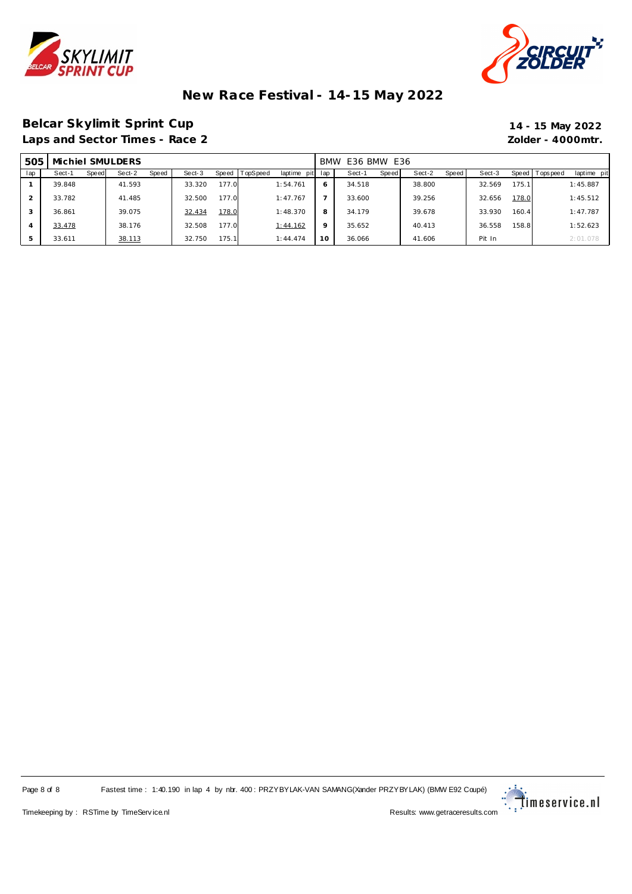## New Race Festival - 14-15 May 2022

### Belcar Skylimit Sprint Cup

**Laps and Sector Times - Race 2**

**14 - 15 May 2022**

**Zolder - 4000mtr.**

| 505 | Michiel SMULDERS | | | | | | | | BMW E36 BMW E36 | | | | | | | | |
|---|---|---|---|---|---|---|---|---|---|---|---|---|---|---|---|---|---|
| lap | Sect-1 | Speed | Sect-2 | Speed | Sect-3 | Speed | TopSpeed | laptime pit | lap | Sect-1 | Speed | Sect-2 | Speed | Sect-3 | Speed | Topspeed | laptime pit |
| 1 | 39.848 | | 41.593 | | 33.320 | 177.0 | | 1:54.761 | 6 | 34.518 | | 38.800 | | 32.569 | 175.1 | | 1:45.887 |
| 2 | 33.782 | | 41.485 | | 32.500 | 177.0 | | 1:47.767 | 7 | 33.600 | | 39.256 | | 32.656 | 178.0 | | 1:45.512 |
| 3 | 36.861 | | 39.075 | | 32.434 | 178.0 | | 1:48.370 | 8 | 34.179 | | 39.678 | | 33.930 | 160.4 | | 1:47.787 |
| 4 | 33.478 | | 38.176 | | 32.508 | 177.0 | | 1:44.162 | 9 | 35.652 | | 40.413 | | 36.558 | 158.8 | | 1:52.623 |
| 5 | 33.611 | | 38.113 | | 32.750 | 175.1 | | 1:44.474 | 10 | 36.066 | | 41.606 | | Pit In | | | 2:01.078 |

Fastest time : 1:40.190 in lap 4 by nbr. 400 : PRZYBYLAK-VAN SAMANG(Xander PRZYBYLAK) (BMW E92 Coupé)

Timekeeping by : RSTime by TimeService.nl

Results: www.getraceresults.com